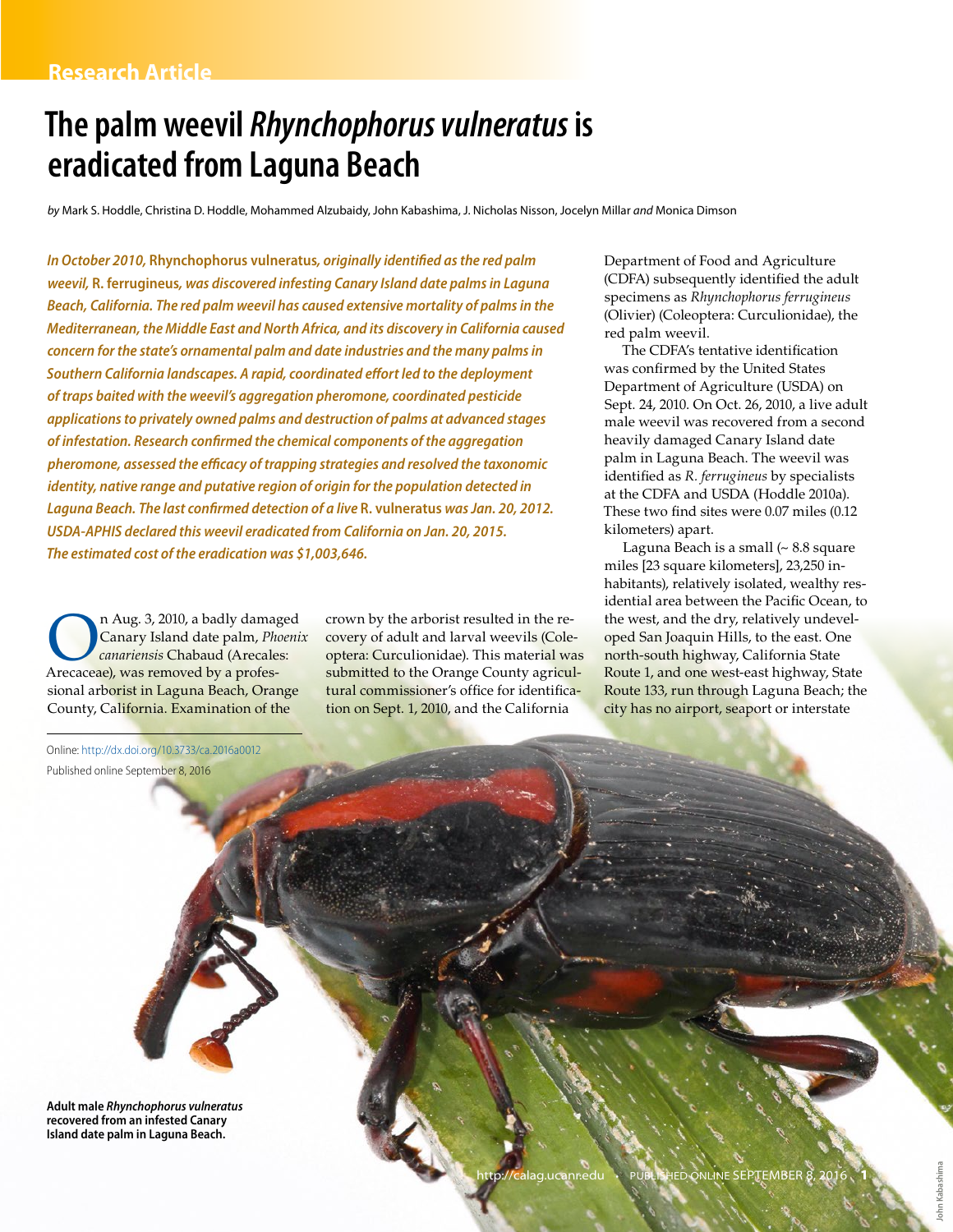Research Article

# The palm weevil *Rhynchophorus vulneratus* is eradicated from Laguna Beach

*by* Mark S. Hoddle, Christina D. Hoddle, Mohammed Alzubaidy, John Kabashima, J. Nicholas Nisson, Jocelyn Millar *and* Monica Dimson

***In October 2010,* Rhynchophorus vulneratus*, originally identified as the red palm weevil,* R. ferrugineus*, was discovered infesting Canary Island date palms in Laguna Beach, California. The red palm weevil has caused extensive mortality of palms in the Mediterranean, the Middle East and North Africa, and its discovery in California caused concern for the state's ornamental palm and date industries and the many palms in Southern California landscapes. A rapid, coordinated effort led to the deployment of traps baited with the weevil's aggregation pheromone, coordinated pesticide applications to privately owned palms and destruction of palms at advanced stages of infestation. Research confirmed the chemical components of the aggregation pheromone, assessed the efficacy of trapping strategies and resolved the taxonomic identity, native range and putative region of origin for the population detected in Laguna Beach. The last confirmed detection of a live* R. vulneratus *was Jan. 20, 2012. USDA-APHIS declared this weevil eradicated from California on Jan. 20, 2015. The estimated cost of the eradication was $1,003,646.***

On Aug. 3, 2010, a badly damaged Canary Island date palm, *Phoenix canariensis* Chabaud (Arecales: Arecaceae), was removed by a professional arborist in Laguna Beach, Orange County, California. Examination of the crown by the arborist resulted in the recovery of adult and larval weevils (Coleoptera: Curculionidae). This material was submitted to the Orange County agricultural commissioner's office for identification on Sept. 1, 2010, and the California Department of Food and Agriculture (CDFA) subsequently identified the adult specimens as *Rhynchophorus ferrugineus* (Olivier) (Coleoptera: Curculionidae), the red palm weevil.

The CDFA's tentative identification was confirmed by the United States Department of Agriculture (USDA) on Sept. 24, 2010. On Oct. 26, 2010, a live adult male weevil was recovered from a second heavily damaged Canary Island date palm in Laguna Beach. The weevil was identified as *R. ferrugineus* by specialists at the CDFA and USDA (Hoddle 2010a). These two find sites were 0.07 miles (0.12 kilometers) apart.

Laguna Beach is a small (~ 8.8 square miles [23 square kilometers], 23,250 inhabitants), relatively isolated, wealthy residential area between the Pacific Ocean, to the west, and the dry, relatively undeveloped San Joaquin Hills, to the east. One north-south highway, California State Route 1, and one west-east highway, State Route 133, run through Laguna Beach; the city has no airport, seaport or interstate

Online: http://dx.doi.org/10.3733/ca.2016a0012

Published online September 8, 2016

**Adult male *Rhynchophorus vulneratus* recovered from an infested Canary Island date palm in Laguna Beach.**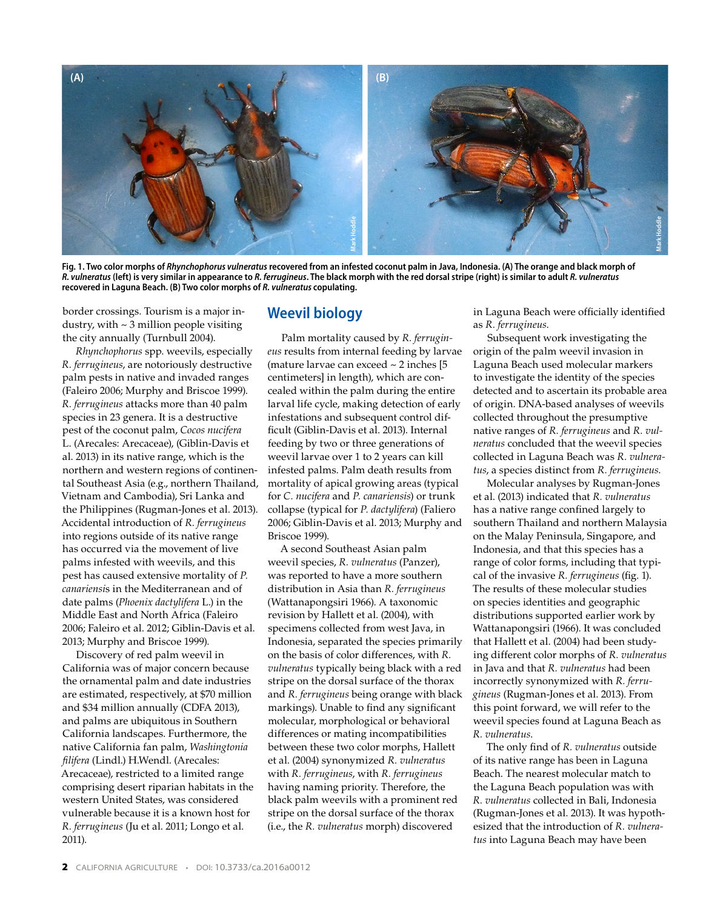**Fig. 1. Two color morphs of *Rhynchophorus vulneratus* recovered from an infested coconut palm in Java, Indonesia. (A) The orange and black morph of *R. vulneratus* (left) is very similar in appearance to *R. ferrugineus*. The black morph with the red dorsal stripe (right) is similar to adult *R. vulneratus* recovered in Laguna Beach. (B) Two color morphs of *R. vulneratus* copulating.**

border crossings. Tourism is a major industry, with ~ 3 million people visiting the city annually (Turnbull 2004).

*Rhynchophorus* spp. weevils, especially *R. ferrugineus*, are notoriously destructive palm pests in native and invaded ranges (Faleiro 2006; Murphy and Briscoe 1999). *R. ferrugineus* attacks more than 40 palm species in 23 genera. It is a destructive pest of the coconut palm, *Cocos nucifera* L. (Arecales: Arecaceae), (Giblin-Davis et al. 2013) in its native range, which is the northern and western regions of continental Southeast Asia (e.g., northern Thailand, Vietnam and Cambodia), Sri Lanka and the Philippines (Rugman-Jones et al. 2013). Accidental introduction of *R. ferrugineus* into regions outside of its native range has occurred via the movement of live palms infested with weevils, and this pest has caused extensive mortality of *P. canariensis* in the Mediterranean and of date palms (*Phoenix dactylifera* L.) in the Middle East and North Africa (Faleiro 2006; Faleiro et al. 2012; Giblin-Davis et al. 2013; Murphy and Briscoe 1999).

Discovery of red palm weevil in California was of major concern because the ornamental palm and date industries are estimated, respectively, at $70 million and $34 million annually (CDFA 2013), and palms are ubiquitous in Southern California landscapes. Furthermore, the native California fan palm, *Washingtonia filifera* (Lindl.) H.Wendl. (Arecales: Arecaceae), restricted to a limited range comprising desert riparian habitats in the western United States, was considered vulnerable because it is a known host for *R. ferrugineus* (Ju et al. 2011; Longo et al. 2011).

## Weevil biology

Palm mortality caused by *R. ferrugineus* results from internal feeding by larvae (mature larvae can exceed ~ 2 inches [5 centimeters] in length), which are concealed within the palm during the entire larval life cycle, making detection of early infestations and subsequent control difficult (Giblin-Davis et al. 2013). Internal feeding by two or three generations of weevil larvae over 1 to 2 years can kill infested palms. Palm death results from mortality of apical growing areas (typical for *C. nucifera* and *P. canariensis*) or trunk collapse (typical for *P. dactylifera*) (Faliero 2006; Giblin-Davis et al. 2013; Murphy and Briscoe 1999).

A second Southeast Asian palm weevil species, *R. vulneratus* (Panzer), was reported to have a more southern distribution in Asia than *R. ferrugineus* (Wattanapongsiri 1966). A taxonomic revision by Hallett et al. (2004), with specimens collected from west Java, in Indonesia, separated the species primarily on the basis of color differences, with *R. vulneratus* typically being black with a red stripe on the dorsal surface of the thorax and *R. ferrugineus* being orange with black markings). Unable to find any significant molecular, morphological or behavioral differences or mating incompatibilities between these two color morphs, Hallett et al. (2004) synonymized *R. vulneratus* with *R. ferrugineus*, with *R. ferrugineus* having naming priority. Therefore, the black palm weevils with a prominent red stripe on the dorsal surface of the thorax (i.e., the *R. vulneratus* morph) discovered in Laguna Beach were officially identified as *R. ferrugineus*.

Subsequent work investigating the origin of the palm weevil invasion in Laguna Beach used molecular markers to investigate the identity of the species detected and to ascertain its probable area of origin. DNA-based analyses of weevils collected throughout the presumptive native ranges of *R. ferrugineus* and *R. vulneratus* concluded that the weevil species collected in Laguna Beach was *R. vulneratus*, a species distinct from *R. ferrugineus*.

Molecular analyses by Rugman-Jones et al. (2013) indicated that *R. vulneratus* has a native range confined largely to southern Thailand and northern Malaysia on the Malay Peninsula, Singapore, and Indonesia, and that this species has a range of color forms, including that typical of the invasive *R. ferrugineus* (fig. 1). The results of these molecular studies on species identities and geographic distributions supported earlier work by Wattanapongsiri (1966). It was concluded that Hallett et al. (2004) had been studying different color morphs of *R. vulneratus* in Java and that *R. vulneratus* had been incorrectly synonymized with *R. ferrugineus* (Rugman-Jones et al. 2013). From this point forward, we will refer to the weevil species found at Laguna Beach as *R. vulneratus*.

The only find of *R. vulneratus* outside of its native range has been in Laguna Beach. The nearest molecular match to the Laguna Beach population was with *R. vulneratus* collected in Bali, Indonesia (Rugman-Jones et al. 2013). It was hypothesized that the introduction of *R. vulneratus* into Laguna Beach may have been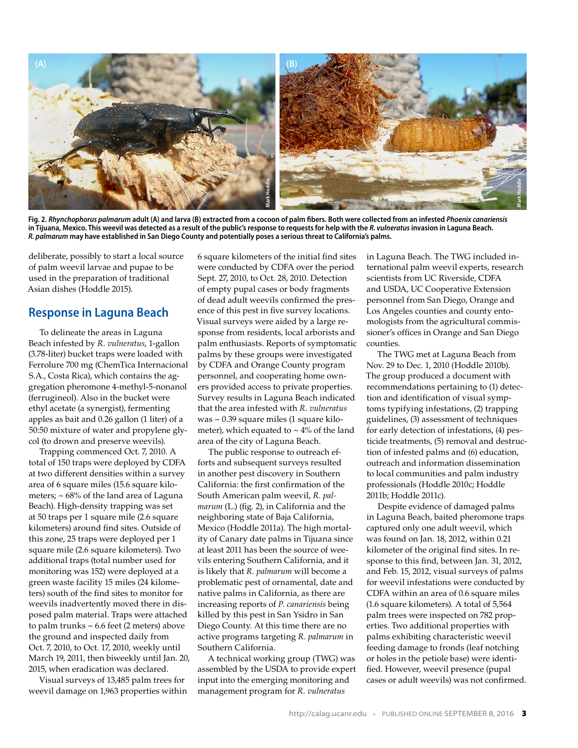Fig. 2. ***Rhynchophorus palmarum*** **adult (A) and larva (B) extracted from a cocoon of palm fibers. Both were collected from an infested** ***Phoenix canariensis*** **in Tijuana, Mexico. This weevil was detected as a result of the public's response to requests for help with the** ***R. vulneratus*** **invasion in Laguna Beach.** ***R. palmarum*** **may have established in San Diego County and potentially poses a serious threat to California's palms.**

deliberate, possibly to start a local source of palm weevil larvae and pupae to be used in the preparation of traditional Asian dishes (Hoddle 2015).

## Response in Laguna Beach

To delineate the areas in Laguna Beach infested by *R. vulneratus*, 1-gallon (3.78-liter) bucket traps were loaded with Ferrolure 700 mg (ChemTica Internacional S.A., Costa Rica), which contains the aggregation pheromone 4-methyl-5-nonanol (ferrugineol). Also in the bucket were ethyl acetate (a synergist), fermenting apples as bait and 0.26 gallon (1 liter) of a 50:50 mixture of water and propylene glycol (to drown and preserve weevils).

Trapping commenced Oct. 7, 2010. A total of 150 traps were deployed by CDFA at two different densities within a survey area of 6 square miles (15.6 square kilometers; ~ 68% of the land area of Laguna Beach). High-density trapping was set at 50 traps per 1 square mile (2.6 square kilometers) around find sites. Outside of this zone, 25 traps were deployed per 1 square mile (2.6 square kilometers). Two additional traps (total number used for monitoring was 152) were deployed at a green waste facility 15 miles (24 kilometers) south of the find sites to monitor for weevils inadvertently moved there in disposed palm material. Traps were attached to palm trunks ~ 6.6 feet (2 meters) above the ground and inspected daily from Oct. 7, 2010, to Oct. 17, 2010, weekly until March 19, 2011, then biweekly until Jan. 20, 2015, when eradication was declared.

Visual surveys of 13,485 palm trees for weevil damage on 1,963 properties within 6 square kilometers of the initial find sites were conducted by CDFA over the period Sept. 27, 2010, to Oct. 28, 2010. Detection of empty pupal cases or body fragments of dead adult weevils confirmed the presence of this pest in five survey locations. Visual surveys were aided by a large response from residents, local arborists and palm enthusiasts. Reports of symptomatic palms by these groups were investigated by CDFA and Orange County program personnel, and cooperating home owners provided access to private properties. Survey results in Laguna Beach indicated that the area infested with *R. vulneratus* was ~ 0.39 square miles (1 square kilometer), which equated to ~ 4% of the land area of the city of Laguna Beach.

The public response to outreach efforts and subsequent surveys resulted in another pest discovery in Southern California: the first confirmation of the South American palm weevil, *R. palmarum* (L.) (fig. 2), in California and the neighboring state of Baja California, Mexico (Hoddle 2011a). The high mortality of Canary date palms in Tijuana since at least 2011 has been the source of weevils entering Southern California, and it is likely that *R. palmarum* will become a problematic pest of ornamental, date and native palms in California, as there are increasing reports of *P. canariensis* being killed by this pest in San Ysidro in San Diego County. At this time there are no active programs targeting *R. palmarum* in Southern California.

A technical working group (TWG) was assembled by the USDA to provide expert input into the emerging monitoring and management program for *R. vulneratus* in Laguna Beach. The TWG included international palm weevil experts, research scientists from UC Riverside, CDFA and USDA, UC Cooperative Extension personnel from San Diego, Orange and Los Angeles counties and county entomologists from the agricultural commissioner's offices in Orange and San Diego counties.

The TWG met at Laguna Beach from Nov. 29 to Dec. 1, 2010 (Hoddle 2010b). The group produced a document with recommendations pertaining to (1) detection and identification of visual symptoms typifying infestations, (2) trapping guidelines, (3) assessment of techniques for early detection of infestations, (4) pesticide treatments, (5) removal and destruction of infested palms and (6) education, outreach and information dissemination to local communities and palm industry professionals (Hoddle 2010c; Hoddle 2011b; Hoddle 2011c).

Despite evidence of damaged palms in Laguna Beach, baited pheromone traps captured only one adult weevil, which was found on Jan. 18, 2012, within 0.21 kilometer of the original find sites. In response to this find, between Jan. 31, 2012, and Feb. 15, 2012, visual surveys of palms for weevil infestations were conducted by CDFA within an area of 0.6 square miles (1.6 square kilometers). A total of 5,564 palm trees were inspected on 782 properties. Two additional properties with palms exhibiting characteristic weevil feeding damage to fronds (leaf notching or holes in the petiole base) were identified. However, weevil presence (pupal cases or adult weevils) was not confirmed.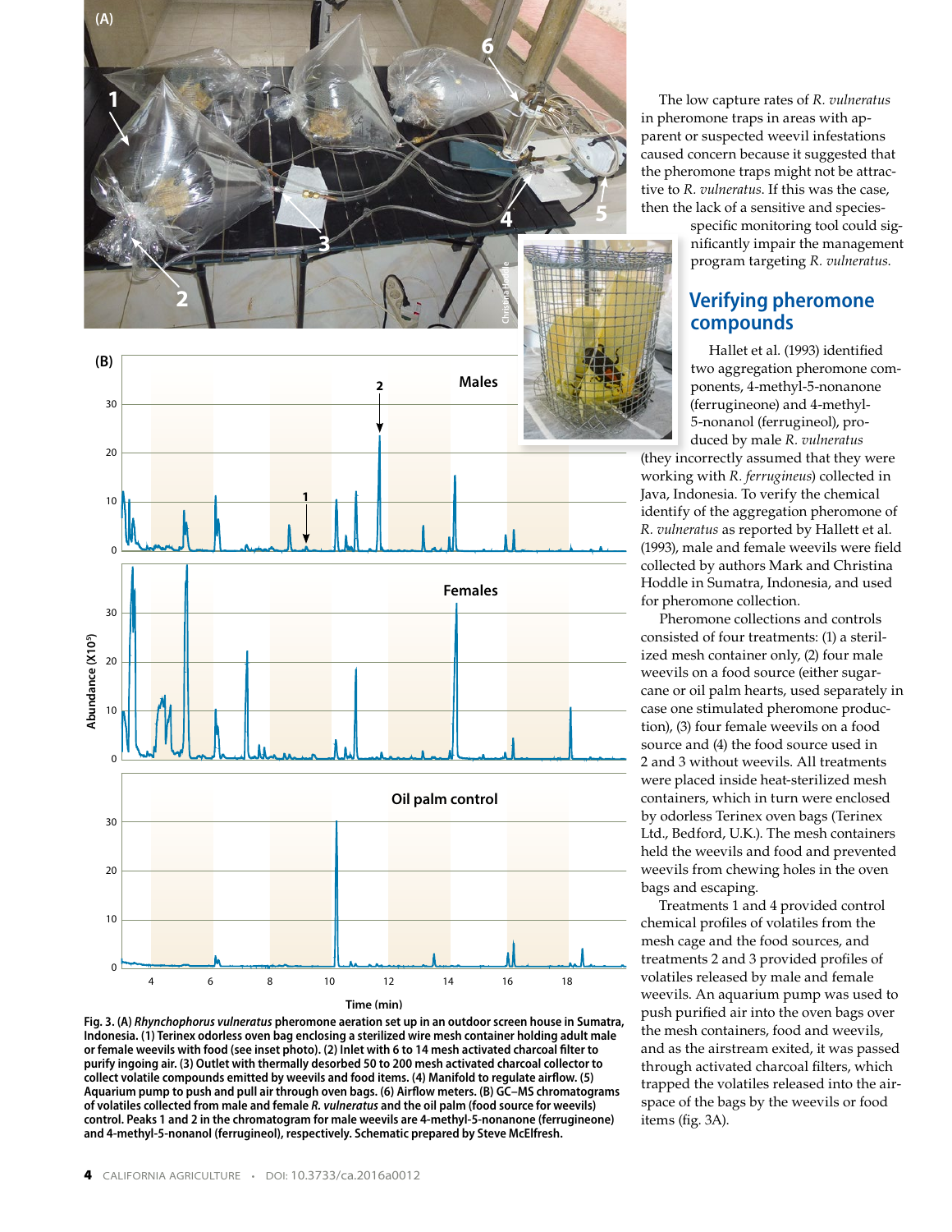The low capture rates of *R. vulneratus* in pheromone traps in areas with apparent or suspected weevil infestations caused concern because it suggested that the pheromone traps might not be attractive to *R. vulneratus*. If this was the case, then the lack of a sensitive and species-specific monitoring tool could significantly impair the management program targeting *R. vulneratus*.

## Verifying pheromone compounds

Hallet et al. (1993) identified two aggregation pheromone components, 4-methyl-5-nonanone (ferrugineone) and 4-methyl-5-nonanol (ferrugineol), produced by male *R. vulneratus* (they incorrectly assumed that they were working with *R. ferrugineus*) collected in Java, Indonesia. To verify the chemical identity of the aggregation pheromone of *R. vulneratus* as reported by Hallett et al. (1993), male and female weevils were field collected by authors Mark and Christina Hoddle in Sumatra, Indonesia, and used for pheromone collection.

Pheromone collections and controls consisted of four treatments: (1) a sterilized mesh container only, (2) four male weevils on a food source (either sugarcane or oil palm hearts, used separately in case one stimulated pheromone production), (3) four female weevils on a food source and (4) the food source used in 2 and 3 without weevils. All treatments were placed inside heat-sterilized mesh containers, which in turn were enclosed by odorless Terinex oven bags (Terinex Ltd., Bedford, U.K.). The mesh containers held the weevils and food and prevented weevils from chewing holes in the oven bags and escaping.

Treatments 1 and 4 provided control chemical profiles of volatiles from the mesh cage and the food sources, and treatments 2 and 3 provided profiles of volatiles released by male and female weevils. An aquarium pump was used to push purified air into the oven bags over the mesh containers, food and weevils, and as the airstream exited, it was passed through activated charcoal filters, which trapped the volatiles released into the airspace of the bags by the weevils or food items (fig. 3A).

**Fig. 3. (A) *Rhynchophorus vulneratus* pheromone aeration set up in an outdoor screen house in Sumatra, Indonesia. (1) Terinex odorless oven bag enclosing a sterilized wire mesh container holding adult male or female weevils with food (see inset photo). (2) Inlet with 6 to 14 mesh activated charcoal filter to purify ingoing air. (3) Outlet with thermally desorbed 50 to 200 mesh activated charcoal collector to collect volatile compounds emitted by weevils and food items. (4) Manifold to regulate airflow. (5) Aquarium pump to push and pull air through oven bags. (6) Airflow meters. (B) GC–MS chromatograms of volatiles collected from male and female *R. vulneratus* and the oil palm (food source for weevils) control. Peaks 1 and 2 in the chromatogram for male weevils are 4-methyl-5-nonanone (ferrugineone) and 4-methyl-5-nonanol (ferrugineol), respectively. Schematic prepared by Steve McElfresh.**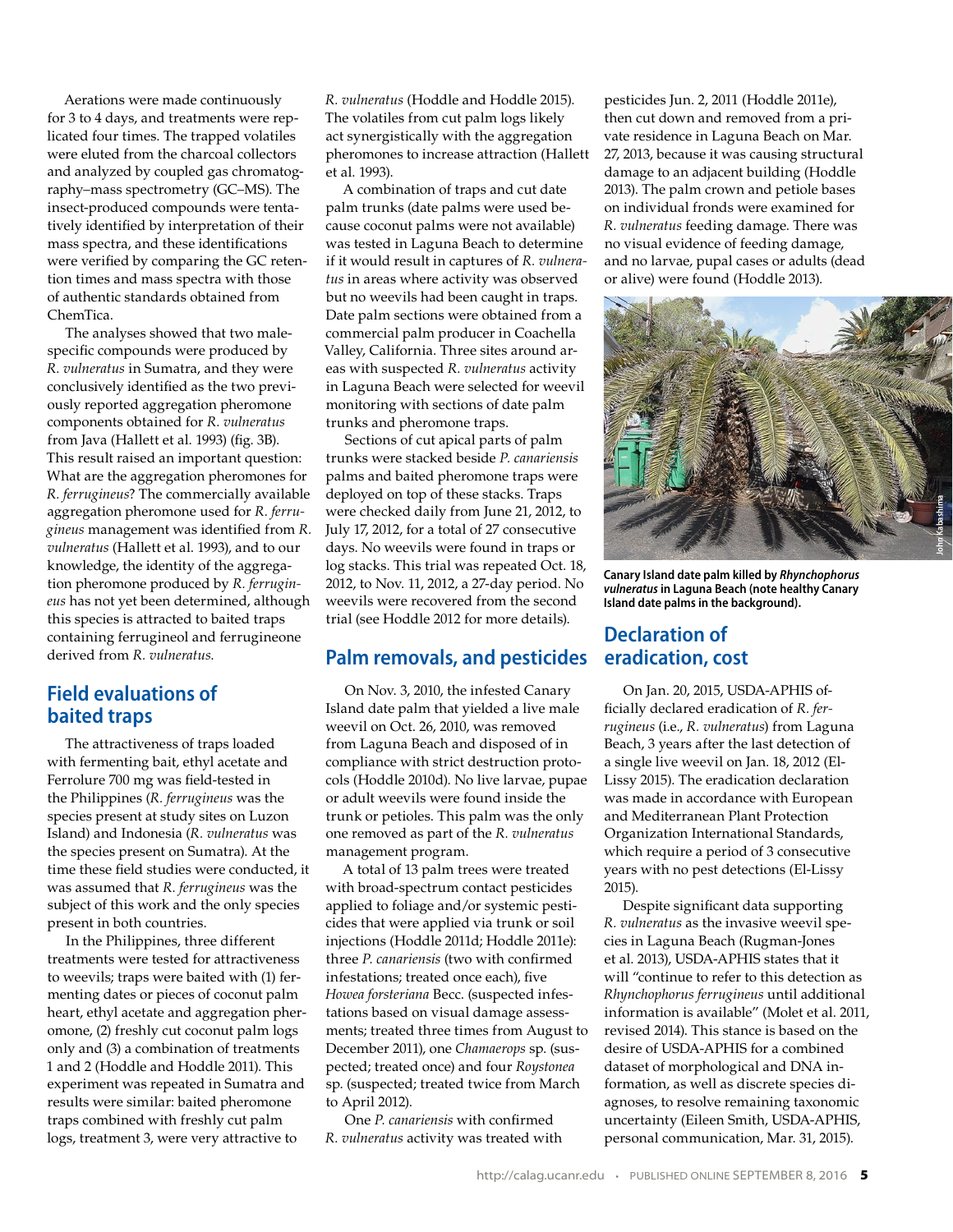Aerations were made continuously for 3 to 4 days, and treatments were replicated four times. The trapped volatiles were eluted from the charcoal collectors and analyzed by coupled gas chromatography–mass spectrometry (GC–MS). The insect-produced compounds were tentatively identified by interpretation of their mass spectra, and these identifications were verified by comparing the GC retention times and mass spectra with those of authentic standards obtained from ChemTica.

The analyses showed that two male-specific compounds were produced by *R. vulneratus* in Sumatra, and they were conclusively identified as the two previously reported aggregation pheromone components obtained for *R. vulneratus* from Java (Hallett et al. 1993) (fig. 3B). This result raised an important question: What are the aggregation pheromones for *R. ferrugineus*? The commercially available aggregation pheromone used for *R. ferrugineus* management was identified from *R. vulneratus* (Hallett et al. 1993), and to our knowledge, the identity of the aggregation pheromone produced by *R. ferrugineus* has not yet been determined, although this species is attracted to baited traps containing ferrugineol and ferrugineone derived from *R. vulneratus.*

## Field evaluations of baited traps

The attractiveness of traps loaded with fermenting bait, ethyl acetate and Ferrolure 700 mg was field-tested in the Philippines (*R. ferrugineus* was the species present at study sites on Luzon Island) and Indonesia (*R. vulneratus* was the species present on Sumatra). At the time these field studies were conducted, it was assumed that *R. ferrugineus* was the subject of this work and the only species present in both countries.

In the Philippines, three different treatments were tested for attractiveness to weevils; traps were baited with (1) fermenting dates or pieces of coconut palm heart, ethyl acetate and aggregation pheromone, (2) freshly cut coconut palm logs only and (3) a combination of treatments 1 and 2 (Hoddle and Hoddle 2011). This experiment was repeated in Sumatra and results were similar: baited pheromone traps combined with freshly cut palm logs, treatment 3, were very attractive to *R. vulneratus* (Hoddle and Hoddle 2015). The volatiles from cut palm logs likely act synergistically with the aggregation pheromones to increase attraction (Hallett et al. 1993).

A combination of traps and cut date palm trunks (date palms were used because coconut palms were not available) was tested in Laguna Beach to determine if it would result in captures of *R. vulneratus* in areas where activity was observed but no weevils had been caught in traps. Date palm sections were obtained from a commercial palm producer in Coachella Valley, California. Three sites around areas with suspected *R. vulneratus* activity in Laguna Beach were selected for weevil monitoring with sections of date palm trunks and pheromone traps.

Sections of cut apical parts of palm trunks were stacked beside *P. canariensis* palms and baited pheromone traps were deployed on top of these stacks. Traps were checked daily from June 21, 2012, to July 17, 2012, for a total of 27 consecutive days. No weevils were found in traps or log stacks. This trial was repeated Oct. 18, 2012, to Nov. 11, 2012, a 27-day period. No weevils were recovered from the second trial (see Hoddle 2012 for more details).

## Palm removals, and pesticides

On Nov. 3, 2010, the infested Canary Island date palm that yielded a live male weevil on Oct. 26, 2010, was removed from Laguna Beach and disposed of in compliance with strict destruction protocols (Hoddle 2010d). No live larvae, pupae or adult weevils were found inside the trunk or petioles. This palm was the only one removed as part of the *R. vulneratus* management program.

A total of 13 palm trees were treated with broad-spectrum contact pesticides applied to foliage and/or systemic pesticides that were applied via trunk or soil injections (Hoddle 2011d; Hoddle 2011e): three *P. canariensis* (two with confirmed infestations; treated once each), five *Howea forsteriana* Becc. (suspected infestations based on visual damage assessments; treated three times from August to December 2011), one *Chamaerops* sp. (suspected; treated once) and four *Roystonea* sp. (suspected; treated twice from March to April 2012).

One *P. canariensis* with confirmed *R. vulneratus* activity was treated with pesticides Jun. 2, 2011 (Hoddle 2011e), then cut down and removed from a private residence in Laguna Beach on Mar. 27, 2013, because it was causing structural damage to an adjacent building (Hoddle 2013). The palm crown and petiole bases on individual fronds were examined for *R. vulneratus* feeding damage. There was no visual evidence of feeding damage, and no larvae, pupal cases or adults (dead or alive) were found (Hoddle 2013).

John Kabashima

**Canary Island date palm killed by *Rhynchophorus vulneratus* in Laguna Beach (note healthy Canary Island date palms in the background).**

## Declaration of eradication, cost

On Jan. 20, 2015, USDA-APHIS officially declared eradication of *R. ferrugineus* (i.e., *R. vulneratus*) from Laguna Beach, 3 years after the last detection of a single live weevil on Jan. 18, 2012 (El-Lissy 2015). The eradication declaration was made in accordance with European and Mediterranean Plant Protection Organization International Standards, which require a period of 3 consecutive years with no pest detections (El-Lissy 2015).

Despite significant data supporting *R. vulneratus* as the invasive weevil species in Laguna Beach (Rugman-Jones et al. 2013), USDA-APHIS states that it will "continue to refer to this detection as *Rhynchophorus ferrugineus* until additional information is available" (Molet et al. 2011, revised 2014). This stance is based on the desire of USDA-APHIS for a combined dataset of morphological and DNA information, as well as discrete species diagnoses, to resolve remaining taxonomic uncertainty (Eileen Smith, USDA-APHIS, personal communication, Mar. 31, 2015).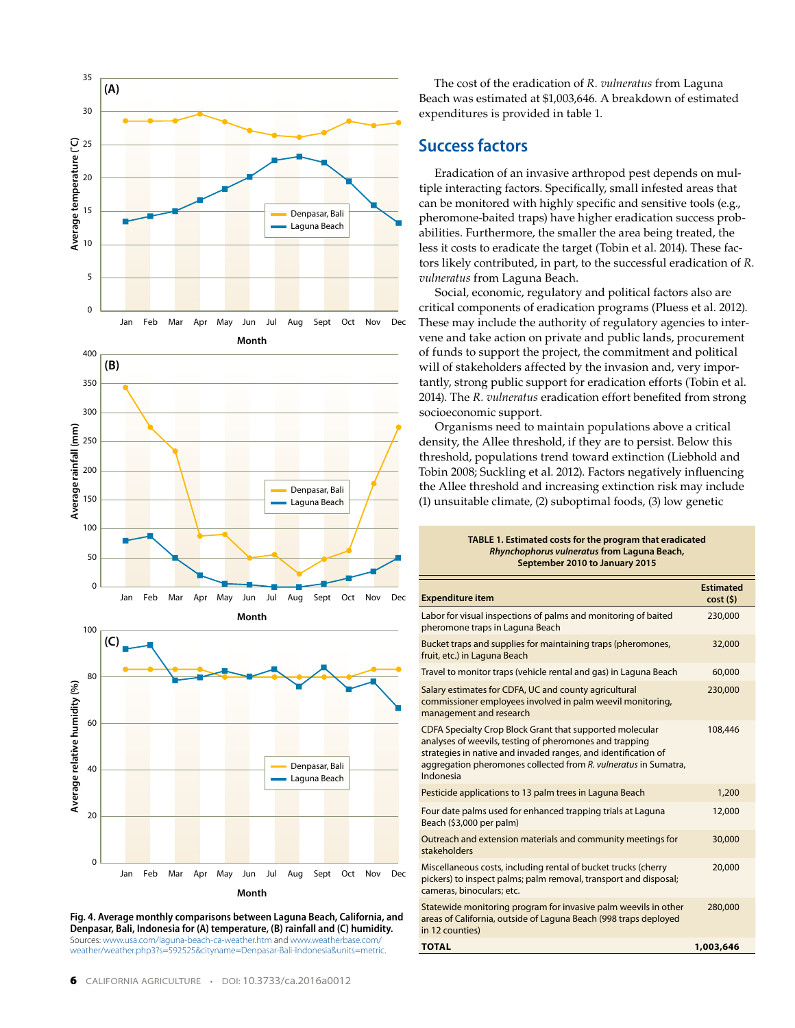Fig. 4. Average monthly comparisons between Laguna Beach, California, and Denpasar, Bali, Indonesia for (A) temperature, (B) rainfall and (C) humidity. Sources: www.usa.com/laguna-beach-ca-weather.htm and www.weatherbase.com/weather/weather.php3?s=592525&cityname=Denpasar-Bali-Indonesia&units=metric.

The cost of the eradication of *R. vulneratus* from Laguna Beach was estimated at $1,003,646. A breakdown of estimated expenditures is provided in table 1.

## Success factors

Eradication of an invasive arthropod pest depends on multiple interacting factors. Specifically, small infested areas that can be monitored with highly specific and sensitive tools (e.g., pheromone-baited traps) have higher eradication success probabilities. Furthermore, the smaller the area being treated, the less it costs to eradicate the target (Tobin et al. 2014). These factors likely contributed, in part, to the successful eradication of *R. vulneratus* from Laguna Beach.

Social, economic, regulatory and political factors also are critical components of eradication programs (Pluess et al. 2012). These may include the authority of regulatory agencies to intervene and take action on private and public lands, procurement of funds to support the project, the commitment and political will of stakeholders affected by the invasion and, very importantly, strong public support for eradication efforts (Tobin et al. 2014). The *R. vulneratus* eradication effort benefited from strong socioeconomic support.

Organisms need to maintain populations above a critical density, the Allee threshold, if they are to persist. Below this threshold, populations trend toward extinction (Liebhold and Tobin 2008; Suckling et al. 2012). Factors negatively influencing the Allee threshold and increasing extinction risk may include (1) unsuitable climate, (2) suboptimal foods, (3) low genetic

**TABLE 1. Estimated costs for the program that eradicated *Rhynchophorus vulneratus* from Laguna Beach, September 2010 to January 2015**

| Expenditure item | Estimated cost ($) |
|---|---|
| Labor for visual inspections of palms and monitoring of baited pheromone traps in Laguna Beach | 230,000 |
| Bucket traps and supplies for maintaining traps (pheromones, fruit, etc.) in Laguna Beach | 32,000 |
| Travel to monitor traps (vehicle rental and gas) in Laguna Beach | 60,000 |
| Salary estimates for CDFA, UC and county agricultural commissioner employees involved in palm weevil monitoring, management and research | 230,000 |
| CDFA Specialty Crop Block Grant that supported molecular analyses of weevils, testing of pheromones and trapping strategies in native and invaded ranges, and identification of aggregation pheromones collected from *R. vulneratus* in Sumatra, Indonesia | 108,446 |
| Pesticide applications to 13 palm trees in Laguna Beach | 1,200 |
| Four date palms used for enhanced trapping trials at Laguna Beach ($3,000 per palm) | 12,000 |
| Outreach and extension materials and community meetings for stakeholders | 30,000 |
| Miscellaneous costs, including rental of bucket trucks (cherry pickers) to inspect palms; palm removal, transport and disposal; cameras, binoculars; etc. | 20,000 |
| Statewide monitoring program for invasive palm weevils in other areas of California, outside of Laguna Beach (998 traps deployed in 12 counties) | 280,000 |
| **TOTAL** | **1,003,646** |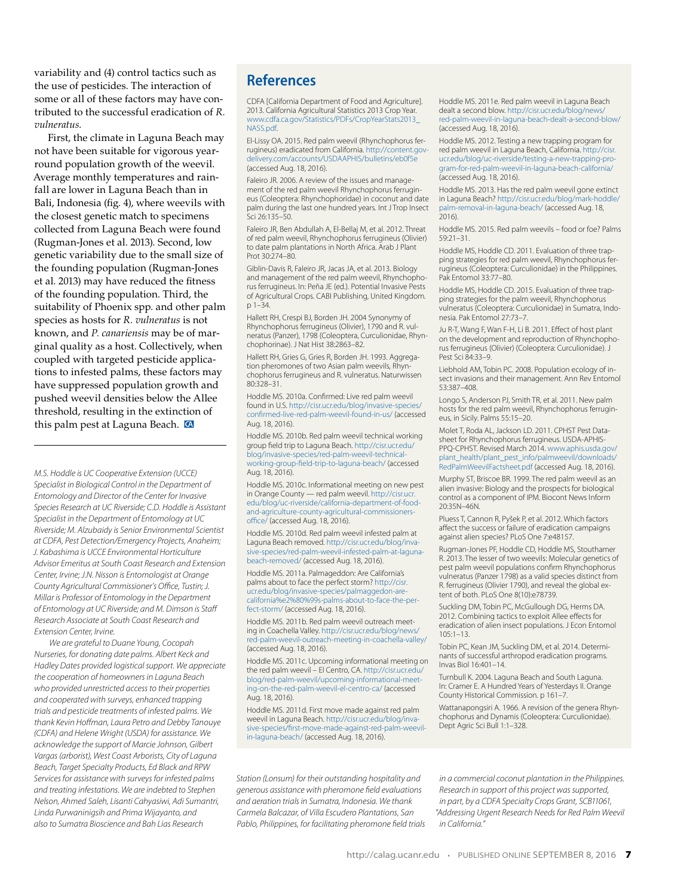variability and (4) control tactics such as the use of pesticides. The interaction of some or all of these factors may have contributed to the successful eradication of *R. vulneratus*.

First, the climate in Laguna Beach may not have been suitable for vigorous year-round population growth of the weevil. Average monthly temperatures and rainfall are lower in Laguna Beach than in Bali, Indonesia (fig. 4), where weevils with the closest genetic match to specimens collected from Laguna Beach were found (Rugman-Jones et al. 2013). Second, low genetic variability due to the small size of the founding population (Rugman-Jones et al. 2013) may have reduced the fitness of the founding population. Third, the suitability of Phoenix spp. and other palm species as hosts for *R. vulneratus* is not known, and *P. canariensis* may be of marginal quality as a host. Collectively, when coupled with targeted pesticide applications to infested palms, these factors may have suppressed population growth and pushed weevil densities below the Allee threshold, resulting in the extinction of this palm pest at Laguna Beach.

*M.S. Hoddle is UC Cooperative Extension (UCCE) Specialist in Biological Control in the Department of Entomology and Director of the Center for Invasive Species Research at UC Riverside; C.D. Hoddle is Assistant Specialist in the Department of Entomology at UC Riverside; M. Alzubaidy is Senior Environmental Scientist at CDFA, Pest Detection/Emergency Projects, Anaheim; J. Kabashima is UCCE Environmental Horticulture Advisor Emeritus at South Coast Research and Extension Center, Irvine; J.N. Nisson is Entomologist at Orange County Agricultural Commissioner's Office, Tustin; J. Millar is Professor of Entomology in the Department of Entomology at UC Riverside; and M. Dimson is Staff Research Associate at South Coast Research and Extension Center, Irvine.*

*We are grateful to Duane Young, Cocopah Nurseries, for donating date palms. Albert Keck and Hadley Dates provided logistical support. We appreciate the cooperation of homeowners in Laguna Beach who provided unrestricted access to their properties and cooperated with surveys, enhanced trapping trials and pesticide treatments of infested palms. We thank Kevin Hoffman, Laura Petro and Debby Tanouye (CDFA) and Helene Wright (USDA) for assistance. We acknowledge the support of Marcie Johnson, Gilbert Vargas (arborist), West Coast Arborists, City of Laguna Beach, Target Specialty Products, Ed Black and RPW Services for assistance with surveys for infested palms and treating infestations. We are indebted to Stephen Nelson, Ahmed Saleh, Lisanti Cahyasiwi, Adi Sumantri, Linda Purwaninigsih and Prima Wijayanto, and also to Sumatra Bioscience and Bah Lias Research Station (Lonsum) for their outstanding hospitality and generous assistance with pheromone field evaluations and aeration trials in Sumatra, Indonesia. We thank Carmela Balcazar, of Villa Escudero Plantations, San Pablo, Philippines, for facilitating pheromone field trials in a commercial coconut plantation in the Philippines. Research in support of this project was supported, in part, by a CDFA Specialty Crops Grant, SCB11061, "Addressing Urgent Research Needs for Red Palm Weevil in California."*

## References

CDFA [California Department of Food and Agriculture]. 2013. California Agricultural Statistics 2013 Crop Year. www.cdfa.ca.gov/Statistics/PDFs/CropYearStats2013_NASS.pdf.

El-Lissy OA. 2015. Red palm weevil (Rhynchophorus ferrugineus) eradicated from California. http://content.govdelivery.com/accounts/USDAAPHIS/bulletins/eb0f5e (accessed Aug. 18, 2016).

Faleiro JR. 2006. A review of the issues and management of the red palm weevil Rhynchophorus ferrugineus (Coleoptera: Rhynchophoridae) in coconut and date palm during the last one hundred years. Int J Trop Insect Sci 26:135–50.

Faleiro JR, Ben Abdullah A, El-Bellaj M, et al. 2012. Threat of red palm weevil, Rhynchophorus ferrugineus (Olivier) to date palm plantations in North Africa. Arab J Plant Prot 30:274–80.

Giblin-Davis R, Faleiro JR, Jacas JA, et al. 2013. Biology and management of the red palm weevil, Rhynchophorus ferrugineus. In: Peña JE (ed.). Potential Invasive Pests of Agricultural Crops. CABI Publishing, United Kingdom. p 1–34.

Hallett RH, Crespi BJ, Borden JH. 2004 Synonymy of Rhynchophorus ferrugineus (Olivier), 1790 and R. vulneratus (Panzer), 1798 (Coleoptera, Curculionidae, Rhynchophorinae). J Nat Hist 38:2863–82.

Hallett RH, Gries G, Gries R, Borden JH. 1993. Aggregation pheromones of two Asian palm weevils, Rhynchophorus ferrugineus and R. vulneratus. Naturwissen 80:328–31.

Hoddle MS. 2010a. Confirmed: Live red palm weevil found in U.S. http://cisr.ucr.edu/blog/invasive-species/confirmed-live-red-palm-weevil-found-in-us/ (accessed Aug. 18, 2016).

Hoddle MS. 2010b. Red palm weevil technical working group field trip to Laguna Beach. http://cisr.ucr.edu/blog/invasive-species/red-palm-weevil-technical-working-group-field-trip-to-laguna-beach/ (accessed Aug. 18, 2016).

Hoddle MS. 2010c. Informational meeting on new pest in Orange County — red palm weevil. http://cisr.ucr.edu/blog/uc-riverside/california-department-of-food-and-agriculture-county-agricultural-commissioners-office/ (accessed Aug. 18, 2016).

Hoddle MS. 2010d. Red palm weevil infested palm at Laguna Beach removed. http://cisr.ucr.edu/blog/invasive-species/red-palm-weevil-infested-palm-at-laguna-beach-removed/ (accessed Aug. 18, 2016).

Hoddle MS. 2011a. Palmageddon: Are California's palms about to face the perfect storm? http://cisr.ucr.edu/blog/invasive-species/palmaggedon-are-california%e2%80%99s-palms-about-to-face-the-perfect-storm/ (accessed Aug. 18, 2016).

Hoddle MS. 2011b. Red palm weevil outreach meeting in Coachella Valley. http://cisr.ucr.edu/blog/news/red-palm-weevil-outreach-meeting-in-coachella-valley/ (accessed Aug. 18, 2016).

Hoddle MS. 2011c. Upcoming informational meeting on the red palm weevil – El Centro, CA. http://cisr.ucr.edu/blog/red-palm-weevil/upcoming-informational-meeting-on-the-red-palm-weevil-el-centro-ca/ (accessed Aug. 18, 2016).

Hoddle MS. 2011d. First move made against red palm weevil in Laguna Beach. http://cisr.ucr.edu/blog/invasive-species/first-move-made-against-red-palm-weevil-in-laguna-beach/ (accessed Aug. 18, 2016).

Hoddle MS. 2011e. Red palm weevil in Laguna Beach dealt a second blow. http://cisr.ucr.edu/blog/news/red-palm-weevil-in-laguna-beach-dealt-a-second-blow/ (accessed Aug. 18, 2016).

Hoddle MS. 2012. Testing a new trapping program for red palm weevil in Laguna Beach, California. http://cisr.ucr.edu/blog/uc-riverside/testing-a-new-trapping-program-for-red-palm-weevil-in-laguna-beach-california/ (accessed Aug. 18, 2016).

Hoddle MS. 2013. Has the red palm weevil gone extinct in Laguna Beach? http://cisr.ucr.edu/blog/mark-hoddle/palm-removal-in-laguna-beach/ (accessed Aug. 18, 2016).

Hoddle MS. 2015. Red palm weevils – food or foe? Palms 59:21–31.

Hoddle MS, Hoddle CD. 2011. Evaluation of three trapping strategies for red palm weevil, Rhynchophorus ferrugineus (Coleoptera: Curculionidae) in the Philippines. Pak Entomol 33:77–80.

Hoddle MS, Hoddle CD. 2015. Evaluation of three trapping strategies for the palm weevil, Rhynchophorus vulneratus (Coleoptera: Curculionidae) in Sumatra, Indonesia. Pak Entomol 27:73–7.

Ju R-T, Wang F, Wan F-H, Li B. 2011. Effect of host plant on the development and reproduction of Rhynchophorus ferrugineus (Olivier) (Coleoptera: Curculionidae). J Pest Sci 84:33–9.

Liebhold AM, Tobin PC. 2008. Population ecology of insect invasions and their management. Ann Rev Entomol 53:387–408.

Longo S, Anderson PJ, Smith TR, et al. 2011. New palm hosts for the red palm weevil, Rhynchophorus ferrugineus, in Sicily. Palms 55:15–20.

Molet T, Roda AL, Jackson LD. 2011. CPHST Pest Datasheet for Rhynchophorus ferrugineus. USDA-APHIS-PPQ-CPHST. Revised March 2014. www.aphis.usda.gov/plant_health/plant_pest_info/palmweevil/downloads/RedPalmWeevilFactsheet.pdf (accessed Aug. 18, 2016).

Murphy ST, Briscoe BR. 1999. The red palm weevil as an alien invasive: Biology and the prospects for biological control as a component of IPM. Biocont News Inform 20:35N–46N.

Pluess T, Cannon R, Pyšek P, et al. 2012. Which factors affect the success or failure of eradication campaigns against alien species? PLoS One 7:e48157.

Rugman-Jones PF, Hoddle CD, Hoddle MS, Stouthamer R. 2013. The lesser of two weevils: Molecular genetics of pest palm weevil populations confirm Rhynchophorus vulneratus (Panzer 1798) as a valid species distinct from R. ferrugineus (Olivier 1790), and reveal the global extent of both. PLoS One 8(10):e78739.

Suckling DM, Tobin PC, McGullough DG, Herms DA. 2012. Combining tactics to exploit Allee effects for eradication of alien insect populations. J Econ Entomol 105:1–13.

Tobin PC, Kean JM, Suckling DM, et al. 2014. Determinants of successful arthropod eradication programs. Invas Biol 16:401–14.

Turnbull K. 2004. Laguna Beach and South Laguna. In: Cramer E. A Hundred Years of Yesterdays II. Orange County Historical Commission. p 161–7.

Wattanapongsiri A. 1966. A revision of the genera Rhynchophorus and Dynamis (Coleoptera: Curculionidae). Dept Agric Sci Bull 1:1–328.